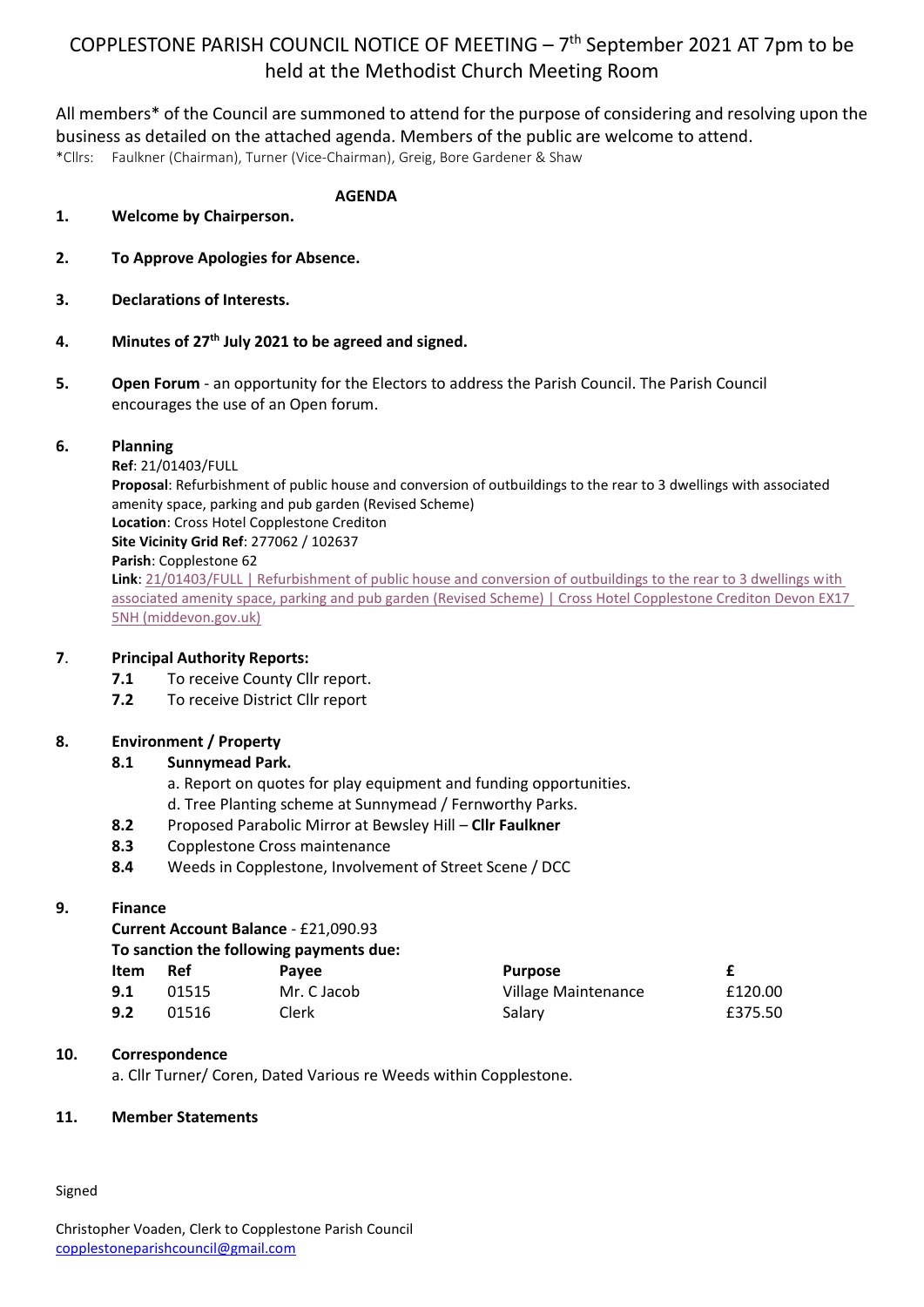# COPPLESTONE PARISH COUNCIL NOTICE OF MEETING – 7th September 2021 AT 7pm to be held at the Methodist Church Meeting Room

All members* of the Council are summoned to attend for the purpose of considering and resolving upon the business as detailed on the attached agenda. Members of the public are welcome to attend.

*Cllrs: Faulkner (Chairman), Turner (Vice-Chairman), Greig, Bore Gardener & Shaw

## AGENDA

**1. Welcome by Chairperson.**

**2. To Approve Apologies for Absence.**

**3. Declarations of Interests.**

**4. Minutes of 27th July 2021 to be agreed and signed.**

**5. Open Forum** - an opportunity for the Electors to address the Parish Council. The Parish Council encourages the use of an Open forum.

**6. Planning**

**Ref**: 21/01403/FULL
**Proposal**: Refurbishment of public house and conversion of outbuildings to the rear to 3 dwellings with associated amenity space, parking and pub garden (Revised Scheme)
**Location**: Cross Hotel Copplestone Crediton
**Site Vicinity Grid Ref**: 277062 / 102637
**Parish**: Copplestone 62
**Link**: 21/01403/FULL | Refurbishment of public house and conversion of outbuildings to the rear to 3 dwellings with associated amenity space, parking and pub garden (Revised Scheme) | Cross Hotel Copplestone Crediton Devon EX17 5NH (middevon.gov.uk)

**7. Principal Authority Reports:**

- **7.1** To receive County Cllr report.
- **7.2** To receive District Cllr report

**8. Environment / Property**

- **8.1 Sunnymead Park.**
  - a. Report on quotes for play equipment and funding opportunities.
  - d. Tree Planting scheme at Sunnymead / Fernworthy Parks.
- **8.2** Proposed Parabolic Mirror at Bewsley Hill – **Cllr Faulkner**
- **8.3** Copplestone Cross maintenance
- **8.4** Weeds in Copplestone, Involvement of Street Scene / DCC

**9. Finance**

**Current Account Balance** - £21,090.93
**To sanction the following payments due:**

| Item | Ref | Payee | Purpose | £ |
|---|---|---|---|---|
| 9.1 | 01515 | Mr. C Jacob | Village Maintenance | £120.00 |
| 9.2 | 01516 | Clerk | Salary | £375.50 |

**10. Correspondence**

a. Cllr Turner/ Coren, Dated Various re Weeds within Copplestone.

**11. Member Statements**

Signed

Christopher Voaden, Clerk to Copplestone Parish Council
copplestoneparishcouncil@gmail.com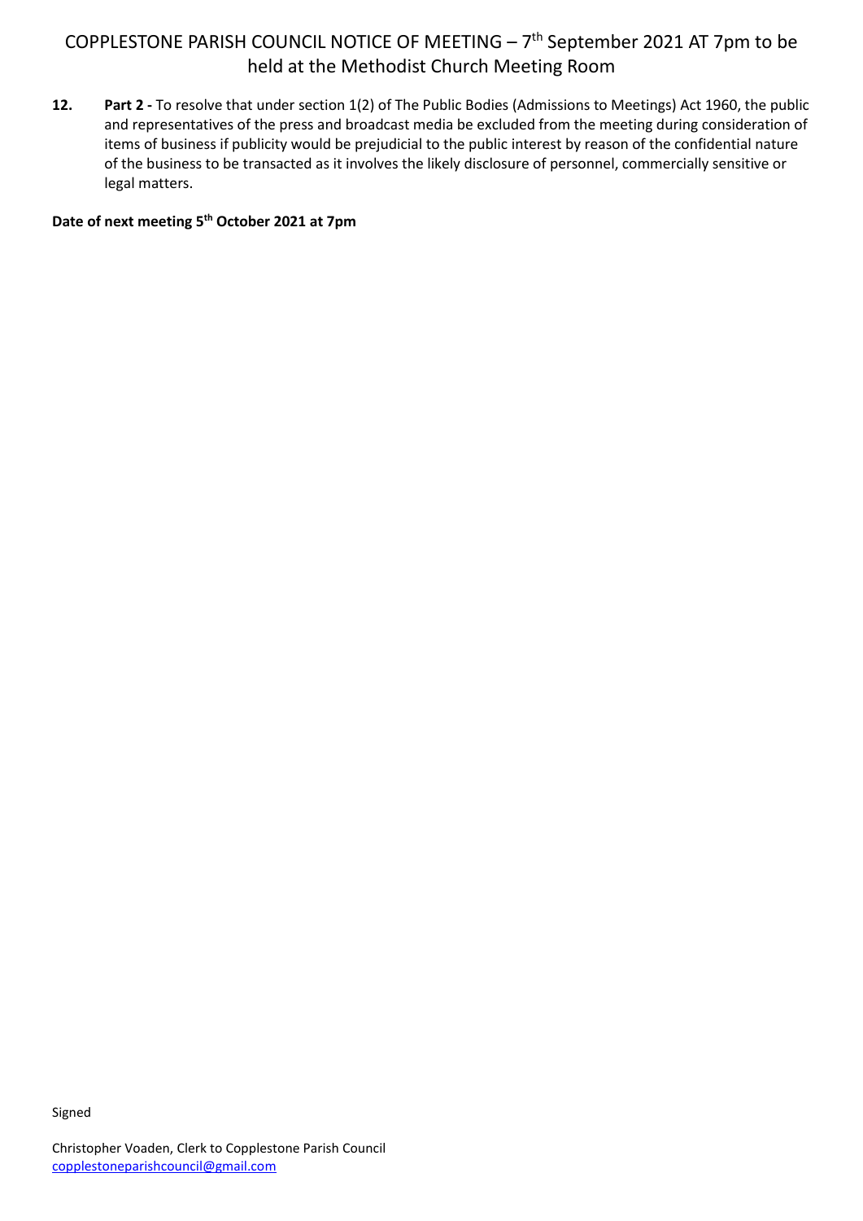# COPPLESTONE PARISH COUNCIL NOTICE OF MEETING – 7th September 2021 AT 7pm to be held at the Methodist Church Meeting Room

**12.** **Part 2 -** To resolve that under section 1(2) of The Public Bodies (Admissions to Meetings) Act 1960, the public and representatives of the press and broadcast media be excluded from the meeting during consideration of items of business if publicity would be prejudicial to the public interest by reason of the confidential nature of the business to be transacted as it involves the likely disclosure of personnel, commercially sensitive or legal matters.

**Date of next meeting 5th October 2021 at 7pm**

Signed

Christopher Voaden, Clerk to Copplestone Parish Council
copplestoneparishcouncil@gmail.com